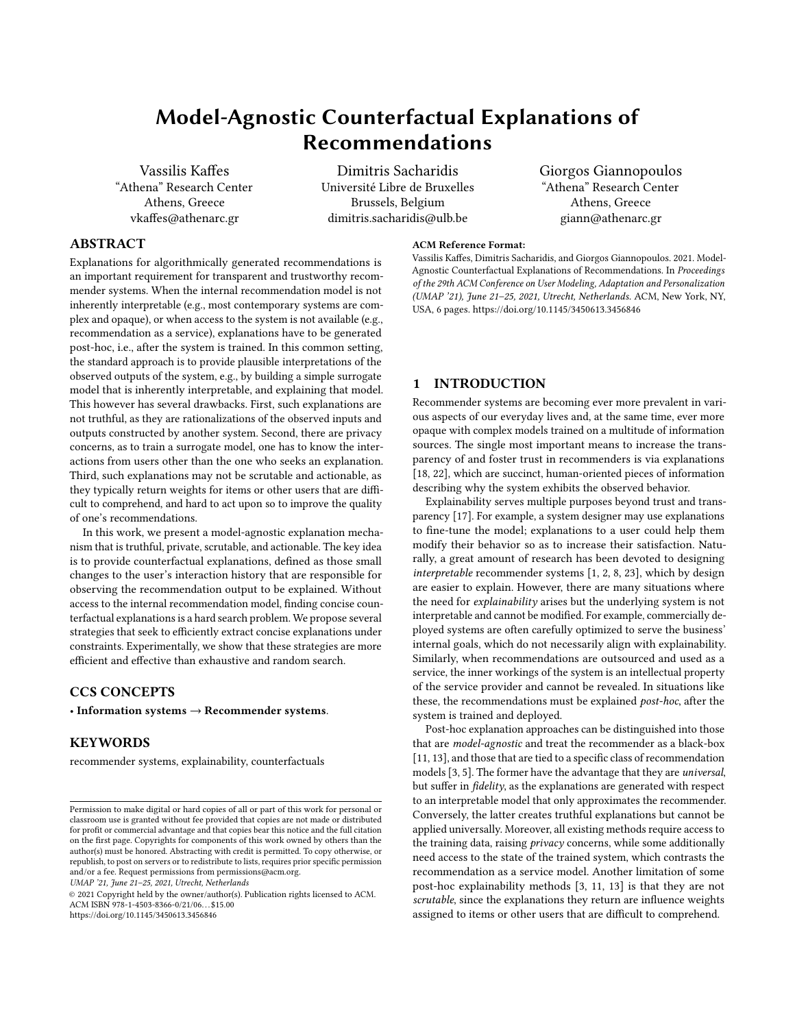# Model-Agnostic Counterfactual Explanations of Recommendations

Vassilis Kaffes
"Athena" Research Center
Athens, Greece
vkaffes@athenarc.gr

Dimitris Sacharidis
Université Libre de Bruxelles
Brussels, Belgium
dimitris.sacharidis@ulb.be

Giorgos Giannopoulos
"Athena" Research Center
Athens, Greece
giann@athenarc.gr

## ABSTRACT

Explanations for algorithmically generated recommendations is an important requirement for transparent and trustworthy recommender systems. When the internal recommendation model is not inherently interpretable (e.g., most contemporary systems are complex and opaque), or when access to the system is not available (e.g., recommendation as a service), explanations have to be generated post-hoc, i.e., after the system is trained. In this common setting, the standard approach is to provide plausible interpretations of the observed outputs of the system, e.g., by building a simple surrogate model that is inherently interpretable, and explaining that model. This however has several drawbacks. First, such explanations are not truthful, as they are rationalizations of the observed inputs and outputs constructed by another system. Second, there are privacy concerns, as to train a surrogate model, one has to know the interactions from users other than the one who seeks an explanation. Third, such explanations may not be scrutable and actionable, as they typically return weights for items or other users that are difficult to comprehend, and hard to act upon so to improve the quality of one's recommendations.

In this work, we present a model-agnostic explanation mechanism that is truthful, private, scrutable, and actionable. The key idea is to provide counterfactual explanations, defined as those small changes to the user's interaction history that are responsible for observing the recommendation output to be explained. Without access to the internal recommendation model, finding concise counterfactual explanations is a hard search problem. We propose several strategies that seek to efficiently extract concise explanations under constraints. Experimentally, we show that these strategies are more efficient and effective than exhaustive and random search.

## CCS CONCEPTS

• **Information systems → Recommender systems**.

## KEYWORDS

recommender systems, explainability, counterfactuals

Permission to make digital or hard copies of all or part of this work for personal or classroom use is granted without fee provided that copies are not made or distributed for profit or commercial advantage and that copies bear this notice and the full citation on the first page. Copyrights for components of this work owned by others than the author(s) must be honored. Abstracting with credit is permitted. To copy otherwise, or republish, to post on servers or to redistribute to lists, requires prior specific permission and/or a fee. Request permissions from permissions@acm.org.
*UMAP '21, June 21–25, 2021, Utrecht, Netherlands*
© 2021 Copyright held by the owner/author(s). Publication rights licensed to ACM.
ACM ISBN 978-1-4503-8366-0/21/06...$15.00
https://doi.org/10.1145/3450613.3456846

**ACM Reference Format:**
Vassilis Kaffes, Dimitris Sacharidis, and Giorgos Giannopoulos. 2021. Model-Agnostic Counterfactual Explanations of Recommendations. In *Proceedings of the 29th ACM Conference on User Modeling, Adaptation and Personalization (UMAP '21), June 21–25, 2021, Utrecht, Netherlands.* ACM, New York, NY, USA, 6 pages. https://doi.org/10.1145/3450613.3456846

## 1 INTRODUCTION

Recommender systems are becoming ever more prevalent in various aspects of our everyday lives and, at the same time, ever more opaque with complex models trained on a multitude of information sources. The single most important means to increase the transparency of and foster trust in recommenders is via explanations [18, 22], which are succinct, human-oriented pieces of information describing why the system exhibits the observed behavior.

Explainability serves multiple purposes beyond trust and transparency [17]. For example, a system designer may use explanations to fine-tune the model; explanations to a user could help them modify their behavior so as to increase their satisfaction. Naturally, a great amount of research has been devoted to designing *interpretable* recommender systems [1, 2, 8, 23], which by design are easier to explain. However, there are many situations where the need for *explainability* arises but the underlying system is not interpretable and cannot be modified. For example, commercially deployed systems are often carefully optimized to serve the business' internal goals, which do not necessarily align with explainability. Similarly, when recommendations are outsourced and used as a service, the inner workings of the system is an intellectual property of the service provider and cannot be revealed. In situations like these, the recommendations must be explained *post-hoc*, after the system is trained and deployed.

Post-hoc explanation approaches can be distinguished into those that are *model-agnostic* and treat the recommender as a black-box [11, 13], and those that are tied to a specific class of recommendation models [3, 5]. The former have the advantage that they are *universal*, but suffer in *fidelity*, as the explanations are generated with respect to an interpretable model that only approximates the recommender. Conversely, the latter creates truthful explanations but cannot be applied universally. Moreover, all existing methods require access to the training data, raising *privacy* concerns, while some additionally need access to the state of the trained system, which contrasts the recommendation as a service model. Another limitation of some post-hoc explainability methods [3, 11, 13] is that they are not *scrutable*, since the explanations they return are influence weights assigned to items or other users that are difficult to comprehend.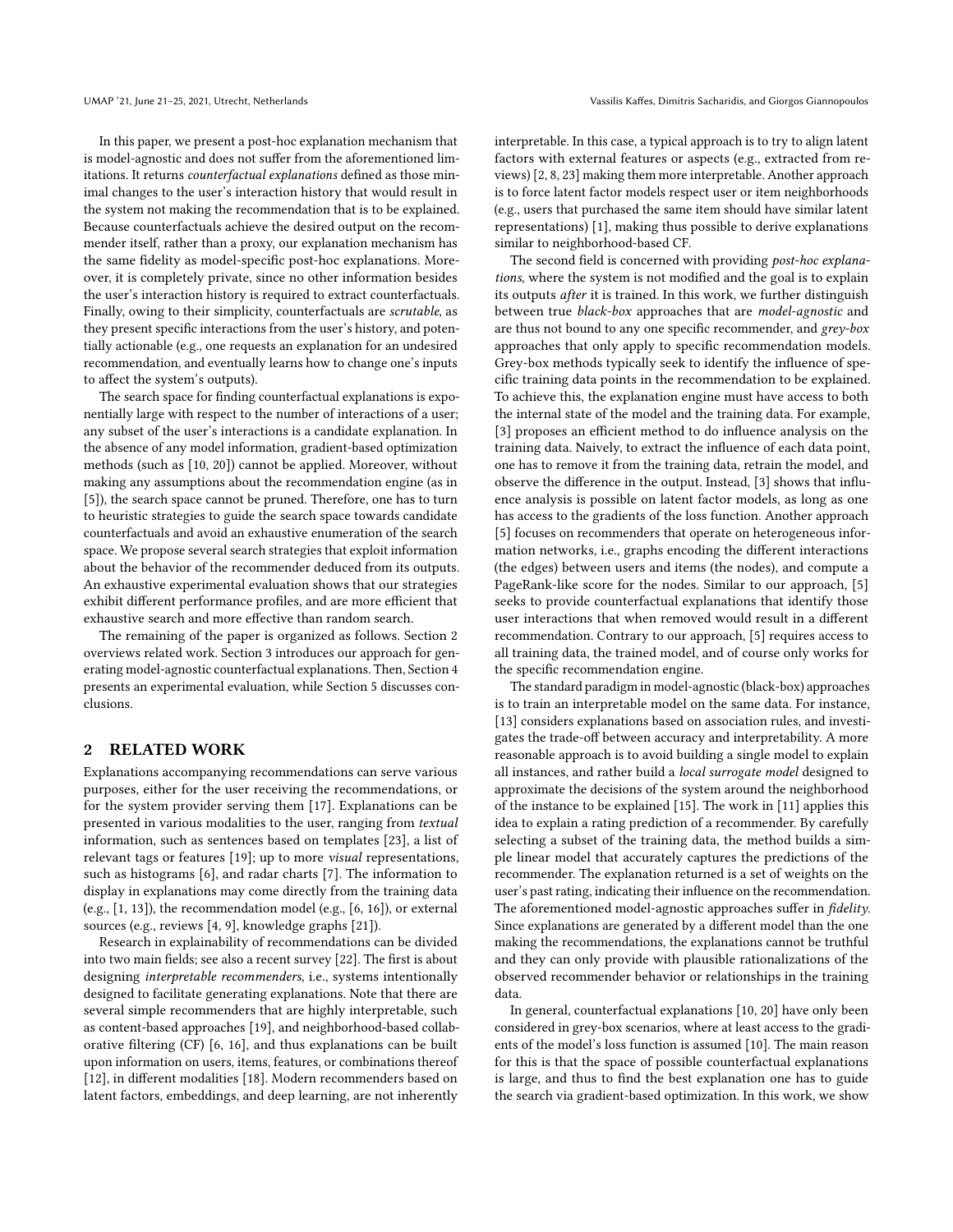In this paper, we present a post-hoc explanation mechanism that is model-agnostic and does not suffer from the aforementioned limitations. It returns *counterfactual explanations* defined as those minimal changes to the user's interaction history that would result in the system not making the recommendation that is to be explained. Because counterfactuals achieve the desired output on the recommender itself, rather than a proxy, our explanation mechanism has the same fidelity as model-specific post-hoc explanations. Moreover, it is completely private, since no other information besides the user's interaction history is required to extract counterfactuals. Finally, owing to their simplicity, counterfactuals are *scrutable*, as they present specific interactions from the user's history, and potentially actionable (e.g., one requests an explanation for an undesired recommendation, and eventually learns how to change one's inputs to affect the system's outputs).

The search space for finding counterfactual explanations is exponentially large with respect to the number of interactions of a user; any subset of the user's interactions is a candidate explanation. In the absence of any model information, gradient-based optimization methods (such as [10, 20]) cannot be applied. Moreover, without making any assumptions about the recommendation engine (as in [5]), the search space cannot be pruned. Therefore, one has to turn to heuristic strategies to guide the search space towards candidate counterfactuals and avoid an exhaustive enumeration of the search space. We propose several search strategies that exploit information about the behavior of the recommender deduced from its outputs. An exhaustive experimental evaluation shows that our strategies exhibit different performance profiles, and are more efficient that exhaustive search and more effective than random search.

The remaining of the paper is organized as follows. Section 2 overviews related work. Section 3 introduces our approach for generating model-agnostic counterfactual explanations. Then, Section 4 presents an experimental evaluation, while Section 5 discusses conclusions.

## 2 RELATED WORK

Explanations accompanying recommendations can serve various purposes, either for the user receiving the recommendations, or for the system provider serving them [17]. Explanations can be presented in various modalities to the user, ranging from *textual* information, such as sentences based on templates [23], a list of relevant tags or features [19]; up to more *visual* representations, such as histograms [6], and radar charts [7]. The information to display in explanations may come directly from the training data (e.g., [1, 13]), the recommendation model (e.g., [6, 16]), or external sources (e.g., reviews [4, 9], knowledge graphs [21]).

Research in explainability of recommendations can be divided into two main fields; see also a recent survey [22]. The first is about designing *interpretable recommenders*, i.e., systems intentionally designed to facilitate generating explanations. Note that there are several simple recommenders that are highly interpretable, such as content-based approaches [19], and neighborhood-based collaborative filtering (CF) [6, 16], and thus explanations can be built upon information on users, items, features, or combinations thereof [12], in different modalities [18]. Modern recommenders based on latent factors, embeddings, and deep learning, are not inherently interpretable. In this case, a typical approach is to try to align latent factors with external features or aspects (e.g., extracted from reviews) [2, 8, 23] making them more interpretable. Another approach is to force latent factor models respect user or item neighborhoods (e.g., users that purchased the same item should have similar latent representations) [1], making thus possible to derive explanations similar to neighborhood-based CF.

The second field is concerned with providing *post-hoc explanations*, where the system is not modified and the goal is to explain its outputs *after* it is trained. In this work, we further distinguish between true *black-box* approaches that are *model-agnostic* and are thus not bound to any one specific recommender, and *grey-box* approaches that only apply to specific recommendation models. Grey-box methods typically seek to identify the influence of specific training data points in the recommendation to be explained. To achieve this, the explanation engine must have access to both the internal state of the model and the training data. For example, [3] proposes an efficient method to do influence analysis on the training data. Naively, to extract the influence of each data point, one has to remove it from the training data, retrain the model, and observe the difference in the output. Instead, [3] shows that influence analysis is possible on latent factor models, as long as one has access to the gradients of the loss function. Another approach [5] focuses on recommenders that operate on heterogeneous information networks, i.e., graphs encoding the different interactions (the edges) between users and items (the nodes), and compute a PageRank-like score for the nodes. Similar to our approach, [5] seeks to provide counterfactual explanations that identify those user interactions that when removed would result in a different recommendation. Contrary to our approach, [5] requires access to all training data, the trained model, and of course only works for the specific recommendation engine.

The standard paradigm in model-agnostic (black-box) approaches is to train an interpretable model on the same data. For instance, [13] considers explanations based on association rules, and investigates the trade-off between accuracy and interpretability. A more reasonable approach is to avoid building a single model to explain all instances, and rather build a *local surrogate model* designed to approximate the decisions of the system around the neighborhood of the instance to be explained [15]. The work in [11] applies this idea to explain a rating prediction of a recommender. By carefully selecting a subset of the training data, the method builds a simple linear model that accurately captures the predictions of the recommender. The explanation returned is a set of weights on the user's past rating, indicating their influence on the recommendation. The aforementioned model-agnostic approaches suffer in *fidelity*. Since explanations are generated by a different model than the one making the recommendations, the explanations cannot be truthful and they can only provide with plausible rationalizations of the observed recommender behavior or relationships in the training data.

In general, counterfactual explanations [10, 20] have only been considered in grey-box scenarios, where at least access to the gradients of the model's loss function is assumed [10]. The main reason for this is that the space of possible counterfactual explanations is large, and thus to find the best explanation one has to guide the search via gradient-based optimization. In this work, we show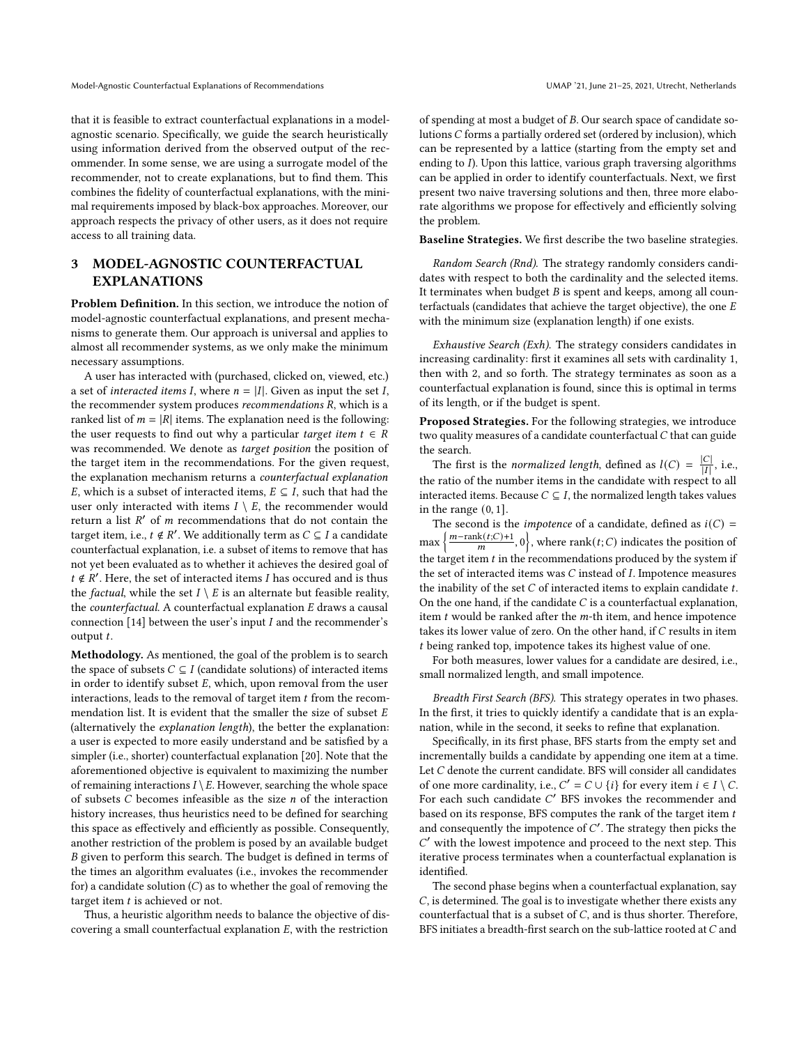that it is feasible to extract counterfactual explanations in a model-agnostic scenario. Specifically, we guide the search heuristically using information derived from the observed output of the recommender. In some sense, we are using a surrogate model of the recommender, not to create explanations, but to find them. This combines the fidelity of counterfactual explanations, with the minimal requirements imposed by black-box approaches. Moreover, our approach respects the privacy of other users, as it does not require access to all training data.

## 3 MODEL-AGNOSTIC COUNTERFACTUAL EXPLANATIONS

**Problem Definition.** In this section, we introduce the notion of model-agnostic counterfactual explanations, and present mechanisms to generate them. Our approach is universal and applies to almost all recommender systems, as we only make the minimum necessary assumptions.

A user has interacted with (purchased, clicked on, viewed, etc.) a set of *interacted items* $I$, where $n = |I|$. Given as input the set $I$, the recommender system produces *recommendations* $R$, which is a ranked list of $m = |R|$ items. The explanation need is the following: the user requests to find out why a particular *target item* $t \in R$ was recommended. We denote as *target position* the position of the target item in the recommendations. For the given request, the explanation mechanism returns a *counterfactual explanation* $E$, which is a subset of interacted items, $E \subseteq I$, such that had the user only interacted with items $I \setminus E$, the recommender would return a list $R'$ of $m$ recommendations that do not contain the target item, i.e., $t \notin R'$. We additionally term as $C \subseteq I$ a candidate counterfactual explanation, i.e. a subset of items to remove that has not yet been evaluated as to whether it achieves the desired goal of $t \notin R'$. Here, the set of interacted items $I$ has occured and is thus the *factual*, while the set $I \setminus E$ is an alternate but feasible reality, the *counterfactual*. A counterfactual explanation $E$ draws a causal connection [14] between the user's input $I$ and the recommender's output $t$.

**Methodology.** As mentioned, the goal of the problem is to search the space of subsets $C \subseteq I$ (candidate solutions) of interacted items in order to identify subset $E$, which, upon removal from the user interactions, leads to the removal of target item $t$ from the recommendation list. It is evident that the smaller the size of subset $E$ (alternatively the *explanation length*), the better the explanation: a user is expected to more easily understand and be satisfied by a simpler (i.e., shorter) counterfactual explanation [20]. Note that the aforementioned objective is equivalent to maximizing the number of remaining interactions $I \setminus E$. However, searching the whole space of subsets $C$ becomes infeasible as the size $n$ of the interaction history increases, thus heuristics need to be defined for searching this space as effectively and efficiently as possible. Consequently, another restriction of the problem is posed by an available budget $B$ given to perform this search. The budget is defined in terms of the times an algorithm evaluates (i.e., invokes the recommender for) a candidate solution ($C$) as to whether the goal of removing the target item $t$ is achieved or not.

Thus, a heuristic algorithm needs to balance the objective of discovering a small counterfactual explanation $E$, with the restriction of spending at most a budget of $B$. Our search space of candidate solutions $C$ forms a partially ordered set (ordered by inclusion), which can be represented by a lattice (starting from the empty set and ending to $I$). Upon this lattice, various graph traversing algorithms can be applied in order to identify counterfactuals. Next, we first present two naive traversing solutions and then, three more elaborate algorithms we propose for effectively and efficiently solving the problem.

**Baseline Strategies.** We first describe the two baseline strategies.

*Random Search (Rnd).* The strategy randomly considers candidates with respect to both the cardinality and the selected items. It terminates when budget $B$ is spent and keeps, among all counterfactuals (candidates that achieve the target objective), the one $E$ with the minimum size (explanation length) if one exists.

*Exhaustive Search (Exh).* The strategy considers candidates in increasing cardinality: first it examines all sets with cardinality 1, then with 2, and so forth. The strategy terminates as soon as a counterfactual explanation is found, since this is optimal in terms of its length, or if the budget is spent.

**Proposed Strategies.** For the following strategies, we introduce two quality measures of a candidate counterfactual $C$ that can guide the search.

The first is the *normalized length*, defined as $l(C) = \frac{|C|}{|I|}$, i.e., the ratio of the number items in the candidate with respect to all interacted items. Because $C \subseteq I$, the normalized length takes values in the range $(0, 1]$.

The second is the *impotence* of a candidate, defined as $i(C) = \max\left\{\frac{m - \text{rank}(t;C) + 1}{m}, 0\right\}$, where $\text{rank}(t;C)$ indicates the position of the target item $t$ in the recommendations produced by the system if the set of interacted items was $C$ instead of $I$. Impotence measures the inability of the set $C$ of interacted items to explain candidate $t$. On the one hand, if the candidate $C$ is a counterfactual explanation, item $t$ would be ranked after the $m$-th item, and hence impotence takes its lower value of zero. On the other hand, if $C$ results in item $t$ being ranked top, impotence takes its highest value of one.

For both measures, lower values for a candidate are desired, i.e., small normalized length, and small impotence.

*Breadth First Search (BFS).* This strategy operates in two phases. In the first, it tries to quickly identify a candidate that is an explanation, while in the second, it seeks to refine that explanation.

Specifically, in its first phase, BFS starts from the empty set and incrementally builds a candidate by appending one item at a time. Let $C$ denote the current candidate. BFS will consider all candidates of one more cardinality, i.e., $C' = C \cup \{i\}$ for every item $i \in I \setminus C$. For each such candidate $C'$ BFS invokes the recommender and based on its response, BFS computes the rank of the target item $t$ and consequently the impotence of $C'$. The strategy then picks the $C'$ with the lowest impotence and proceed to the next step. This iterative process terminates when a counterfactual explanation is identified.

The second phase begins when a counterfactual explanation, say $C$, is determined. The goal is to investigate whether there exists any counterfactual that is a subset of $C$, and is thus shorter. Therefore, BFS initiates a breadth-first search on the sub-lattice rooted at $C$ and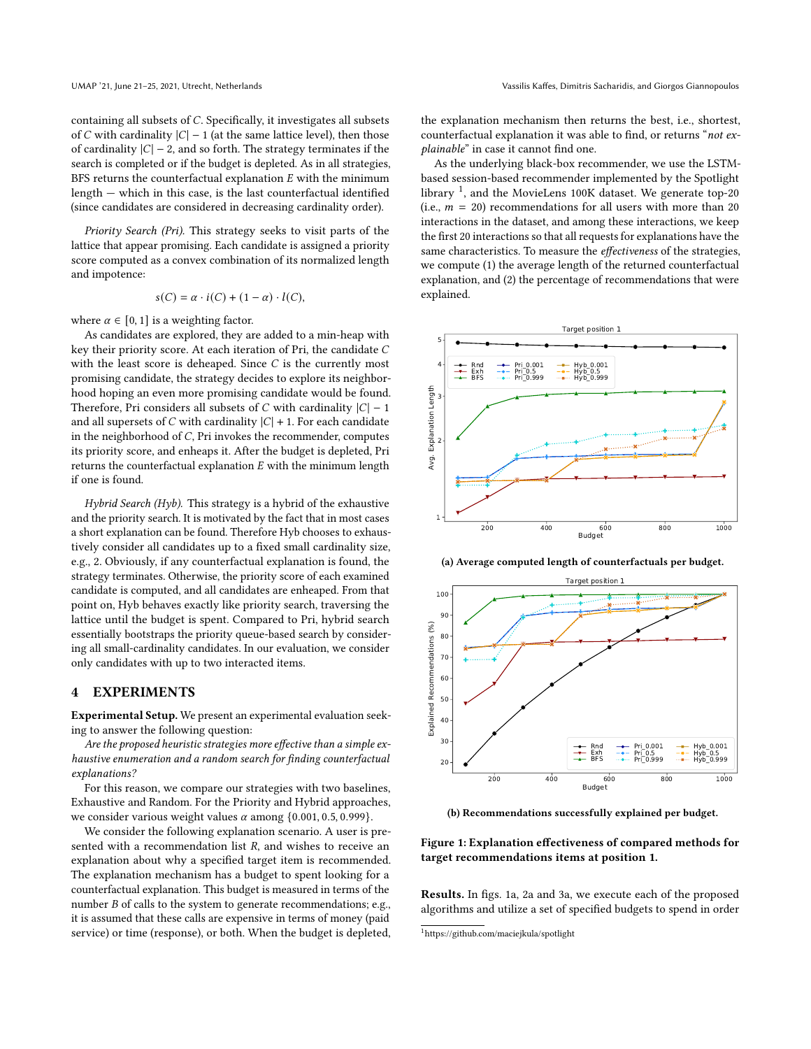containing all subsets of $C$. Specifically, it investigates all subsets of $C$ with cardinality $|C| - 1$ (at the same lattice level), then those of cardinality $|C| - 2$, and so forth. The strategy terminates if the search is completed or if the budget is depleted. As in all strategies, BFS returns the counterfactual explanation $E$ with the minimum length — which in this case, is the last counterfactual identified (since candidates are considered in decreasing cardinality order).

*Priority Search (Pri).* This strategy seeks to visit parts of the lattice that appear promising. Each candidate is assigned a priority score computed as a convex combination of its normalized length and impotence:

$$s(C) = \alpha \cdot i(C) + (1 - \alpha) \cdot l(C),$$

where $\alpha \in [0, 1]$ is a weighting factor.

As candidates are explored, they are added to a min-heap with key their priority score. At each iteration of Pri, the candidate $C$ with the least score is deheaped. Since $C$ is the currently most promising candidate, the strategy decides to explore its neighborhood hoping an even more promising candidate would be found. Therefore, Pri considers all subsets of $C$ with cardinality $|C| - 1$ and all supersets of $C$ with cardinality $|C| + 1$. For each candidate in the neighborhood of $C$, Pri invokes the recommender, computes its priority score, and enheaps it. After the budget is depleted, Pri returns the counterfactual explanation $E$ with the minimum length if one is found.

*Hybrid Search (Hyb).* This strategy is a hybrid of the exhaustive and the priority search. It is motivated by the fact that in most cases a short explanation can be found. Therefore Hyb chooses to exhaustively consider all candidates up to a fixed small cardinality size, e.g., 2. Obviously, if any counterfactual explanation is found, the strategy terminates. Otherwise, the priority score of each examined candidate is computed, and all candidates are enheaped. From that point on, Hyb behaves exactly like priority search, traversing the lattice until the budget is spent. Compared to Pri, hybrid search essentially bootstraps the priority queue-based search by considering all small-cardinality candidates. In our evaluation, we consider only candidates with up to two interacted items.

# 4 EXPERIMENTS

**Experimental Setup.** We present an experimental evaluation seeking to answer the following question:

*Are the proposed heuristic strategies more effective than a simple exhaustive enumeration and a random search for finding counterfactual explanations?*

For this reason, we compare our strategies with two baselines, Exhaustive and Random. For the Priority and Hybrid approaches, we consider various weight values $\alpha$ among $\{0.001, 0.5, 0.999\}$.

We consider the following explanation scenario. A user is presented with a recommendation list $R$, and wishes to receive an explanation about why a specified target item is recommended. The explanation mechanism has a budget to spent looking for a counterfactual explanation. This budget is measured in terms of the number $B$ of calls to the system to generate recommendations; e.g., it is assumed that these calls are expensive in terms of money (paid service) or time (response), or both. When the budget is depleted, the explanation mechanism then returns the best, i.e., shortest, counterfactual explanation it was able to find, or returns "*not explainable*" in case it cannot find one.

As the underlying black-box recommender, we use the LSTM-based session-based recommender implemented by the Spotlight library [1], and the MovieLens 100K dataset. We generate top-20 (i.e., $m = 20$) recommendations for all users with more than 20 interactions in the dataset, and among these interactions, we keep the first 20 interactions so that all requests for explanations have the same characteristics. To measure the *effectiveness* of the strategies, we compute (1) the average length of the returned counterfactual explanation, and (2) the percentage of recommendations that were explained.

**(a) Average computed length of counterfactuals per budget.**

**(b) Recommendations successfully explained per budget.**

**Figure 1: Explanation effectiveness of compared methods for target recommendations items at position 1.**

**Results.** In figs. 1a, 2a and 3a, we execute each of the proposed algorithms and utilize a set of specified budgets to spend in order

[1] https://github.com/maciejkula/spotlight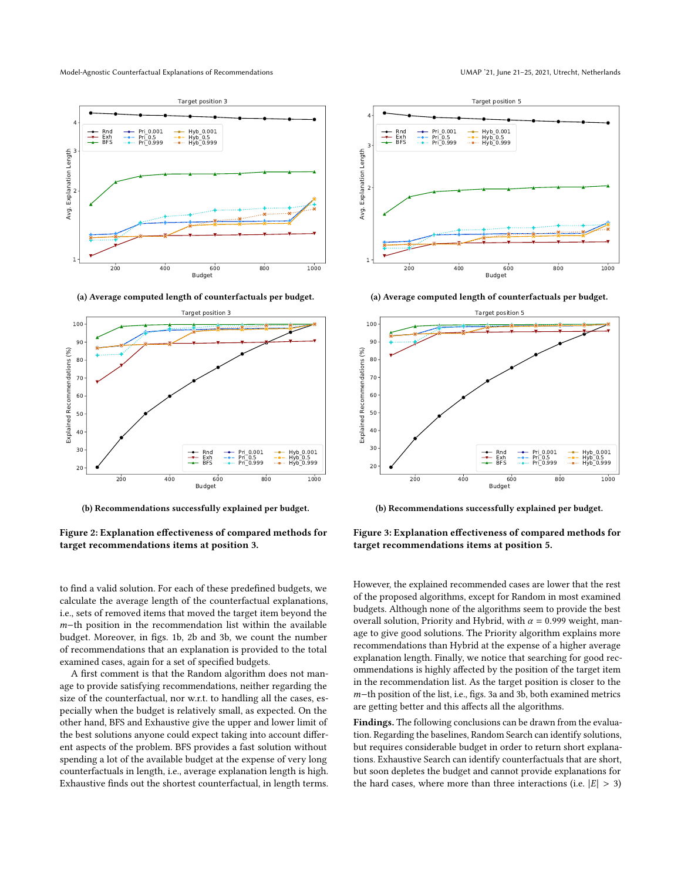(a) Average computed length of counterfactuals per budget.

(b) Recommendations successfully explained per budget.

**Figure 2: Explanation effectiveness of compared methods for target recommendations items at position 3.**

(a) Average computed length of counterfactuals per budget.

(b) Recommendations successfully explained per budget.

**Figure 3: Explanation effectiveness of compared methods for target recommendations items at position 5.**

to find a valid solution. For each of these predefined budgets, we calculate the average length of the counterfactual explanations, i.e., sets of removed items that moved the target item beyond the $m$−th position in the recommendation list within the available budget. Moreover, in figs. 1b, 2b and 3b, we count the number of recommendations that an explanation is provided to the total examined cases, again for a set of specified budgets.

A first comment is that the Random algorithm does not manage to provide satisfying recommendations, neither regarding the size of the counterfactual, nor w.r.t. to handling all the cases, especially when the budget is relatively small, as expected. On the other hand, BFS and Exhaustive give the upper and lower limit of the best solutions anyone could expect taking into account different aspects of the problem. BFS provides a fast solution without spending a lot of the available budget at the expense of very long counterfactuals in length, i.e., average explanation length is high. Exhaustive finds out the shortest counterfactual, in length terms. However, the explained recommended cases are lower that the rest of the proposed algorithms, except for Random in most examined budgets. Although none of the algorithms seem to provide the best overall solution, Priority and Hybrid, with $\alpha = 0.999$ weight, manage to give good solutions. The Priority algorithm explains more recommendations than Hybrid at the expense of a higher average explanation length. Finally, we notice that searching for good recommendations is highly affected by the position of the target item in the recommendation list. As the target position is closer to the $m$−th position of the list, i.e., figs. 3a and 3b, both examined metrics are getting better and this affects all the algorithms.

**Findings.** The following conclusions can be drawn from the evaluation. Regarding the baselines, Random Search can identify solutions, but requires considerable budget in order to return short explanations. Exhaustive Search can identify counterfactuals that are short, but soon depletes the budget and cannot provide explanations for the hard cases, where more than three interactions (i.e. $|E| > 3$)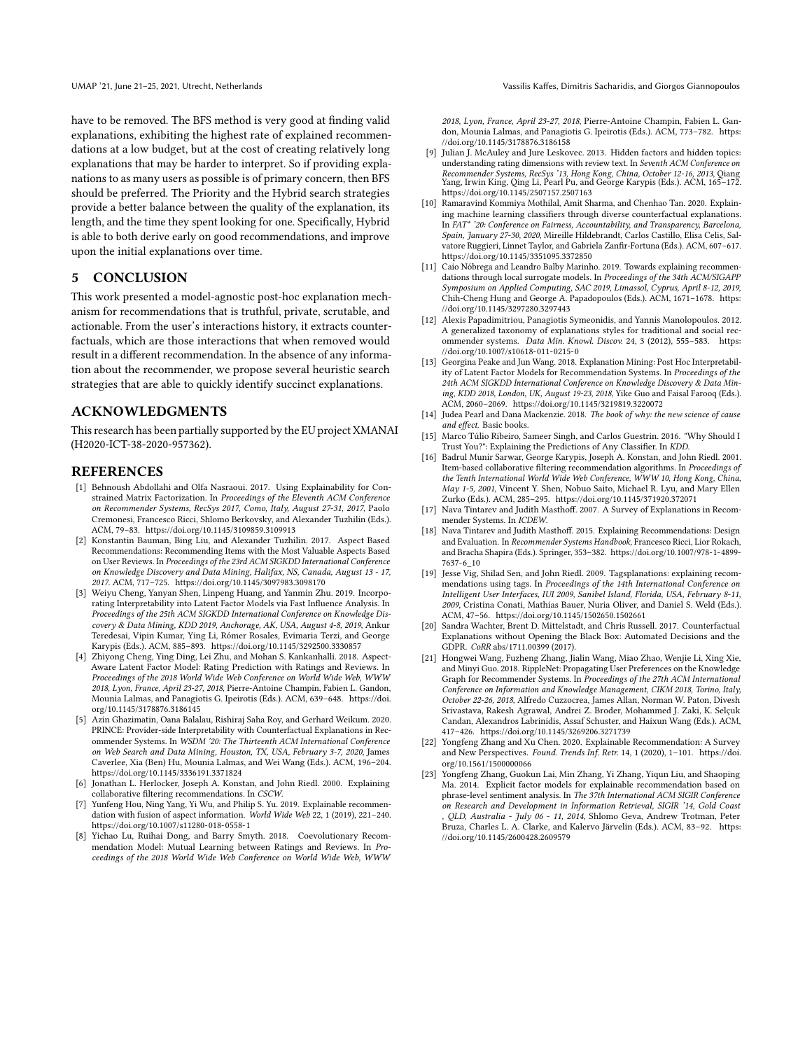have to be removed. The BFS method is very good at finding valid explanations, exhibiting the highest rate of explained recommendations at a low budget, but at the cost of creating relatively long explanations that may be harder to interpret. So if providing explanations to as many users as possible is of primary concern, then BFS should be preferred. The Priority and the Hybrid search strategies provide a better balance between the quality of the explanation, its length, and the time they spent looking for one. Specifically, Hybrid is able to both derive early on good recommendations, and improve upon the initial explanations over time.

## 5 CONCLUSION

This work presented a model-agnostic post-hoc explanation mechanism for recommendations that is truthful, private, scrutable, and actionable. From the user's interactions history, it extracts counterfactuals, which are those interactions that when removed would result in a different recommendation. In the absence of any information about the recommender, we propose several heuristic search strategies that are able to quickly identify succinct explanations.

## ACKNOWLEDGMENTS

This research has been partially supported by the EU project XMANAI (H2020-ICT-38-2020-957362).

## REFERENCES

[1] Behnoush Abdollahi and Olfa Nasraoui. 2017. Using Explainability for Constrained Matrix Factorization. In *Proceedings of the Eleventh ACM Conference on Recommender Systems, RecSys 2017, Como, Italy, August 27-31, 2017*, Paolo Cremonesi, Francesco Ricci, Shlomo Berkovsky, and Alexander Tuzhilin (Eds.). ACM, 79–83. https://doi.org/10.1145/3109859.3109913

[2] Konstantin Bauman, Bing Liu, and Alexander Tuzhilin. 2017. Aspect Based Recommendations: Recommending Items with the Most Valuable Aspects Based on User Reviews. In *Proceedings of the 23rd ACM SIGKDD International Conference on Knowledge Discovery and Data Mining, Halifax, NS, Canada, August 13 - 17, 2017*. ACM, 717–725. https://doi.org/10.1145/3097983.3098170

[3] Weiyu Cheng, Yanyan Shen, Linpeng Huang, and Yanmin Zhu. 2019. Incorporating Interpretability into Latent Factor Models via Fast Influence Analysis. In *Proceedings of the 25th ACM SIGKDD International Conference on Knowledge Discovery & Data Mining, KDD 2019, Anchorage, AK, USA, August 4-8, 2019*, Ankur Teredesai, Vipin Kumar, Ying Li, Rómer Rosales, Evimaria Terzi, and George Karypis (Eds.). ACM, 885–893. https://doi.org/10.1145/3292500.3330857

[4] Zhiyong Cheng, Ying Ding, Lei Zhu, and Mohan S. Kankanhalli. 2018. Aspect-Aware Latent Factor Model: Rating Prediction with Ratings and Reviews. In *Proceedings of the 2018 World Wide Web Conference on World Wide Web, WWW 2018, Lyon, France, April 23-27, 2018*, Pierre-Antoine Champin, Fabien L. Gandon, Mounia Lalmas, and Panagiotis G. Ipeirotis (Eds.). ACM, 639–648. https://doi.org/10.1145/3178876.3186145

[5] Azin Ghazimatin, Oana Balalau, Rishiraj Saha Roy, and Gerhard Weikum. 2020. PRINCE: Provider-side Interpretability with Counterfactual Explanations in Recommender Systems. In *WSDM '20: The Thirteenth ACM International Conference on Web Search and Data Mining, Houston, TX, USA, February 3-7, 2020*, James Caverlee, Xia (Ben) Hu, Mounia Lalmas, and Wei Wang (Eds.). ACM, 196–204. https://doi.org/10.1145/3336191.3371824

[6] Jonathan L. Herlocker, Joseph A. Konstan, and John Riedl. 2000. Explaining collaborative filtering recommendations. In *CSCW*.

[7] Yunfeng Hou, Ning Yang, Yi Wu, and Philip S. Yu. 2019. Explainable recommendation with fusion of aspect information. *World Wide Web* 22, 1 (2019), 221–240. https://doi.org/10.1007/s11280-018-0558-1

[8] Yichao Lu, Ruihai Dong, and Barry Smyth. 2018. Coevolutionary Recommendation Model: Mutual Learning between Ratings and Reviews. In *Proceedings of the 2018 World Wide Web Conference on World Wide Web, WWW 2018, Lyon, France, April 23-27, 2018*, Pierre-Antoine Champin, Fabien L. Gandon, Mounia Lalmas, and Panagiotis G. Ipeirotis (Eds.). ACM, 773–782. https://doi.org/10.1145/3178876.3186158

[9] Julian J. McAuley and Jure Leskovec. 2013. Hidden factors and hidden topics: understanding rating dimensions with review text. In *Seventh ACM Conference on Recommender Systems, RecSys '13, Hong Kong, China, October 12-16, 2013*, Qiang Yang, Irwin King, Qing Li, Pearl Pu, and George Karypis (Eds.). ACM, 165–172. https://doi.org/10.1145/2507157.2507163

[10] Ramaravind Kommiya Mothilal, Amit Sharma, and Chenhao Tan. 2020. Explaining machine learning classifiers through diverse counterfactual explanations. In *FAT\* '20: Conference on Fairness, Accountability, and Transparency, Barcelona, Spain, January 27-30, 2020*, Mireille Hildebrandt, Carlos Castillo, Elisa Celis, Salvatore Ruggieri, Linnet Taylor, and Gabriela Zanfir-Fortuna (Eds.). ACM, 607–617. https://doi.org/10.1145/3351095.3372850

[11] Caio Nóbrega and Leandro Balby Marinho. 2019. Towards explaining recommendations through local surrogate models. In *Proceedings of the 34th ACM/SIGAPP Symposium on Applied Computing, SAC 2019, Limassol, Cyprus, April 8-12, 2019*, Chih-Cheng Hung and George A. Papadopoulos (Eds.). ACM, 1671–1678. https://doi.org/10.1145/3297280.3297443

[12] Alexis Papadimitriou, Panagiotis Symeonidis, and Yannis Manolopoulos. 2012. A generalized taxonomy of explanations styles for traditional and social recommender systems. *Data Min. Knowl. Discov.* 24, 3 (2012), 555–583. https://doi.org/10.1007/s10618-011-0215-0

[13] Georgina Peake and Jun Wang. 2018. Explanation Mining: Post Hoc Interpretability of Latent Factor Models for Recommendation Systems. In *Proceedings of the 24th ACM SIGKDD International Conference on Knowledge Discovery & Data Mining, KDD 2018, London, UK, August 19-23, 2018*, Yike Guo and Faisal Farooq (Eds.). ACM, 2060–2069. https://doi.org/10.1145/3219819.3220072

[14] Judea Pearl and Dana Mackenzie. 2018. *The book of why: the new science of cause and effect.* Basic books.

[15] Marco Túlio Ribeiro, Sameer Singh, and Carlos Guestrin. 2016. "Why Should I Trust You?": Explaining the Predictions of Any Classifier. In *KDD*.

[16] Badrul Munir Sarwar, George Karypis, Joseph A. Konstan, and John Riedl. 2001. Item-based collaborative filtering recommendation algorithms. In *Proceedings of the Tenth International World Wide Web Conference, WWW 10, Hong Kong, China, May 1-5, 2001*, Vincent Y. Shen, Nobuo Saito, Michael R. Lyu, and Mary Ellen Zurko (Eds.). ACM, 285–295. https://doi.org/10.1145/371920.372071

[17] Nava Tintarev and Judith Masthoff. 2007. A Survey of Explanations in Recommender Systems. In *ICDEW*.

[18] Nava Tintarev and Judith Masthoff. 2015. Explaining Recommendations: Design and Evaluation. In *Recommender Systems Handbook*, Francesco Ricci, Lior Rokach, and Bracha Shapira (Eds.). Springer, 353–382. https://doi.org/10.1007/978-1-4899-7637-6_10

[19] Jesse Vig, Shilad Sen, and John Riedl. 2009. Tagsplanations: explaining recommendations using tags. In *Proceedings of the 14th International Conference on Intelligent User Interfaces, IUI 2009, Sanibel Island, Florida, USA, February 8-11, 2009*, Cristina Conati, Mathias Bauer, Nuria Oliver, and Daniel S. Weld (Eds.). ACM, 47–56. https://doi.org/10.1145/1502650.1502661

[20] Sandra Wachter, Brent D. Mittelstadt, and Chris Russell. 2017. Counterfactual Explanations without Opening the Black Box: Automated Decisions and the GDPR. *CoRR* abs/1711.00399 (2017).

[21] Hongwei Wang, Fuzheng Zhang, Jialin Wang, Miao Zhao, Wenjie Li, Xing Xie, and Minyi Guo. 2018. RippleNet: Propagating User Preferences on the Knowledge Graph for Recommender Systems. In *Proceedings of the 27th ACM International Conference on Information and Knowledge Management, CIKM 2018, Torino, Italy, October 22-26, 2018*, Alfredo Cuzzocrea, James Allan, Norman W. Paton, Divesh Srivastava, Rakesh Agrawal, Andrei Z. Broder, Mohammed J. Zaki, K. Selçuk Candan, Alexandros Labrinidis, Assaf Schuster, and Haixun Wang (Eds.). ACM, 417–426. https://doi.org/10.1145/3269206.3271739

[22] Yongfeng Zhang and Xu Chen. 2020. Explainable Recommendation: A Survey and New Perspectives. *Found. Trends Inf. Retr.* 14, 1 (2020), 1–101. https://doi.org/10.1561/1500000066

[23] Yongfeng Zhang, Guokun Lai, Min Zhang, Yi Zhang, Yiqun Liu, and Shaoping Ma. 2014. Explicit factor models for explainable recommendation based on phrase-level sentiment analysis. In *The 37th International ACM SIGIR Conference on Research and Development in Information Retrieval, SIGIR '14, Gold Coast , QLD, Australia - July 06 - 11, 2014*, Shlomo Geva, Andrew Trotman, Peter Bruza, Charles L. A. Clarke, and Kalervo Järvelin (Eds.). ACM, 83–92. https://doi.org/10.1145/2600428.2609579